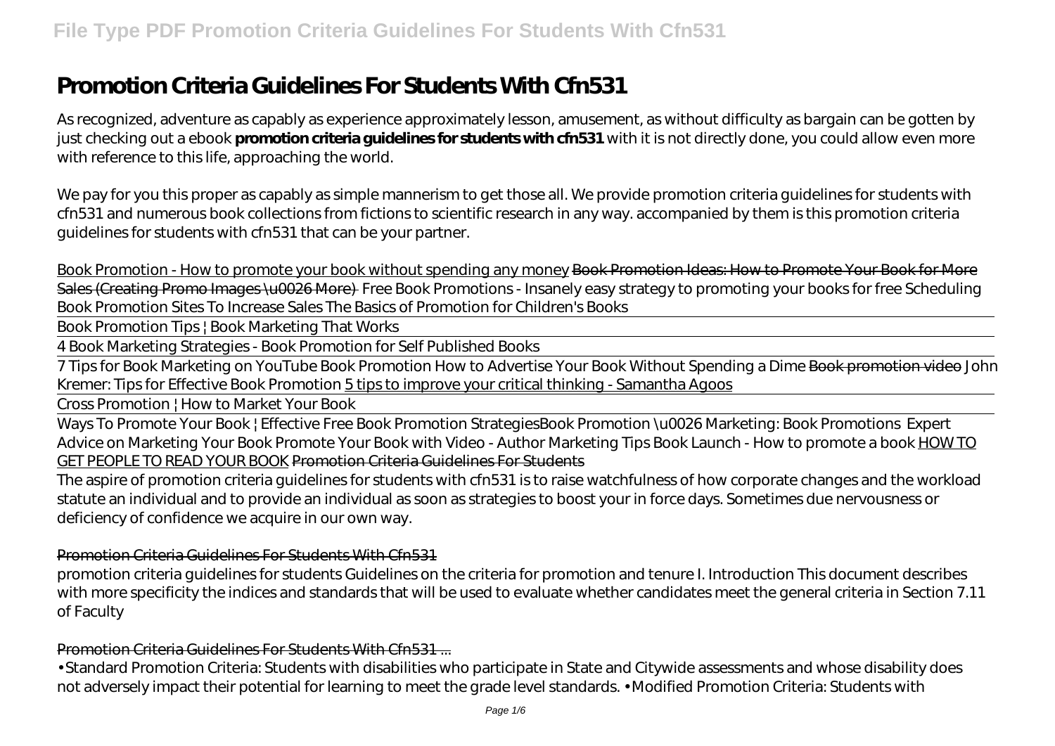# Promotion Criteria Guidelines For Students With Cfn531

As recognized, adventure as capably as experience approximately lesson, amusement, as without difficulty as bargain can be gotten by just checking out a ebook **promotion criteria guidelines for students with cfn531** with it is not directly done, you could allow even more with reference to this life, approaching the world.

We pay for you this proper as capably as simple mannerism to get those all. We provide promotion criteria guidelines for students with cfn531 and numerous book collections from fictions to scientific research in any way. accompanied by them is this promotion criteria guidelines for students with cfn531 that can be your partner.

Book Promotion - How to promote your book without spending any money ~~Book Promotion Ideas: How to Promote Your Book for More Sales (Creating Promo Images \u0026 More)~~ *Free Book Promotions - Insanely easy strategy to promoting your books for free Scheduling Book Promotion Sites To Increase Sales The Basics of Promotion for Children's Books*

Book Promotion Tips | Book Marketing That Works

4 Book Marketing Strategies - Book Promotion for Self Published Books

7 Tips for Book Marketing on YouTube *Book Promotion How to Advertise Your Book Without Spending a Dime* ~~Book promotion video~~ *John Kremer: Tips for Effective Book Promotion* 5 tips to improve your critical thinking - Samantha Agoos

Cross Promotion | How to Market Your Book

Ways To Promote Your Book | Effective Free Book Promotion Strategies*Book Promotion \u0026 Marketing: Book Promotions Expert Advice on Marketing Your Book Promote Your Book with Video - Author Marketing Tips Book Launch - How to promote a book* HOW TO GET PEOPLE TO READ YOUR BOOK ~~Promotion Criteria Guidelines For Students~~

The aspire of promotion criteria guidelines for students with cfn531 is to raise watchfulness of how corporate changes and the workload statute an individual and to provide an individual as soon as strategies to boost your in force days. Sometimes due nervousness or deficiency of confidence we acquire in our own way.

~~Promotion Criteria Guidelines For Students With Cfn531~~

promotion criteria guidelines for students Guidelines on the criteria for promotion and tenure I. Introduction This document describes with more specificity the indices and standards that will be used to evaluate whether candidates meet the general criteria in Section 7.11 of Faculty

~~Promotion Criteria Guidelines For Students With Cfn531 ...~~

• Standard Promotion Criteria: Students with disabilities who participate in State and Citywide assessments and whose disability does not adversely impact their potential for learning to meet the grade level standards. • Modified Promotion Criteria: Students with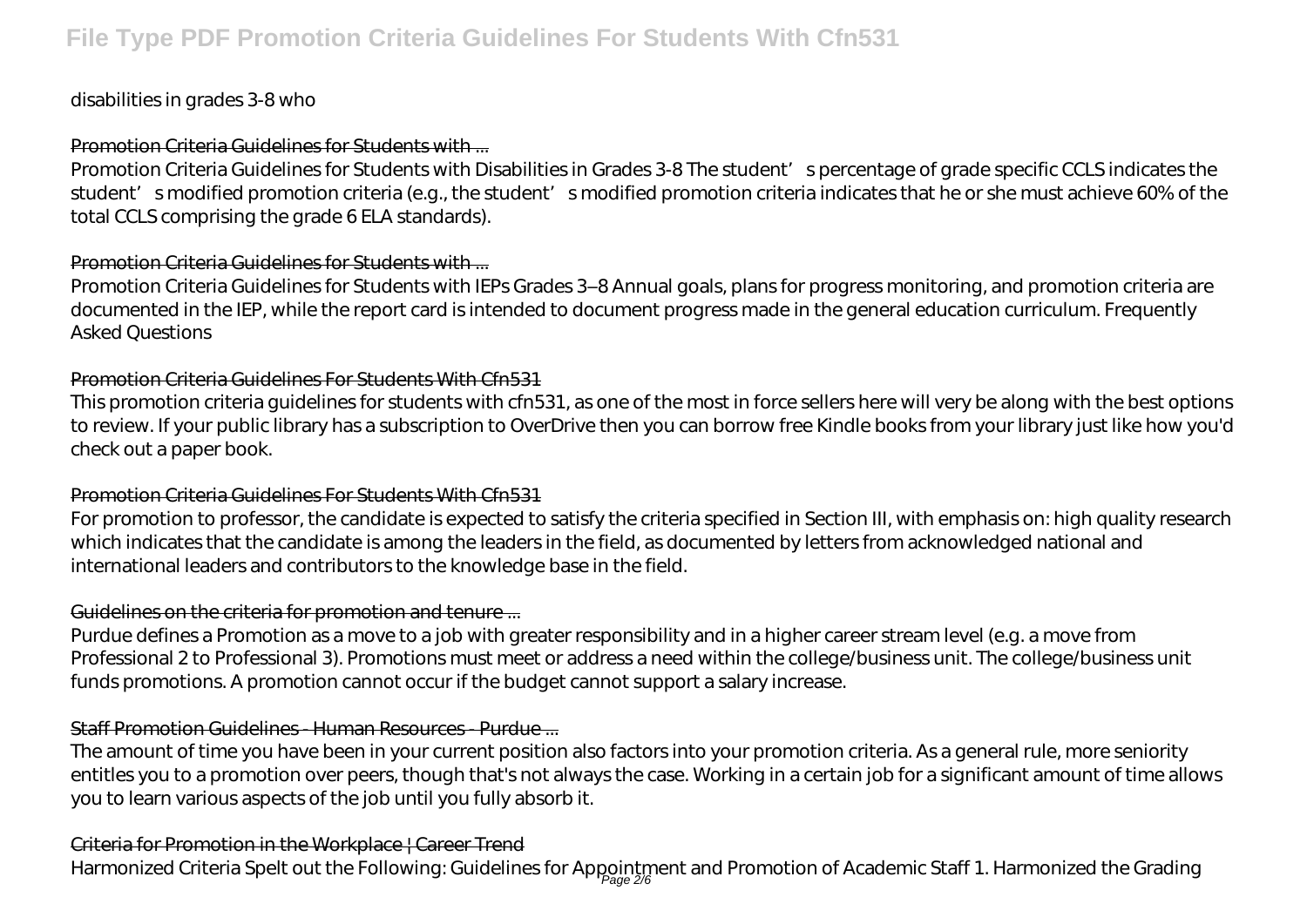disabilities in grades 3-8 who

### Promotion Criteria Guidelines for Students with ...

Promotion Criteria Guidelines for Students with Disabilities in Grades 3-8 The student's percentage of grade specific CCLS indicates the student's modified promotion criteria (e.g., the student's modified promotion criteria indicates that he or she must achieve 60% of the total CCLS comprising the grade 6 ELA standards).

### Promotion Criteria Guidelines for Students with ...

Promotion Criteria Guidelines for Students with IEPs Grades 3–8 Annual goals, plans for progress monitoring, and promotion criteria are documented in the IEP, while the report card is intended to document progress made in the general education curriculum. Frequently Asked Questions

### Promotion Criteria Guidelines For Students With Cfn531

This promotion criteria guidelines for students with cfn531, as one of the most in force sellers here will very be along with the best options to review. If your public library has a subscription to OverDrive then you can borrow free Kindle books from your library just like how you'd check out a paper book.

### Promotion Criteria Guidelines For Students With Cfn531

For promotion to professor, the candidate is expected to satisfy the criteria specified in Section III, with emphasis on: high quality research which indicates that the candidate is among the leaders in the field, as documented by letters from acknowledged national and international leaders and contributors to the knowledge base in the field.

### Guidelines on the criteria for promotion and tenure ...

Purdue defines a Promotion as a move to a job with greater responsibility and in a higher career stream level (e.g. a move from Professional 2 to Professional 3). Promotions must meet or address a need within the college/business unit. The college/business unit funds promotions. A promotion cannot occur if the budget cannot support a salary increase.

### Staff Promotion Guidelines - Human Resources - Purdue ...

The amount of time you have been in your current position also factors into your promotion criteria. As a general rule, more seniority entitles you to a promotion over peers, though that's not always the case. Working in a certain job for a significant amount of time allows you to learn various aspects of the job until you fully absorb it.

### Criteria for Promotion in the Workplace | Career Trend

Harmonized Criteria Spelt out the Following: Guidelines for Appointment and Promotion of Academic Staff 1. Harmonized the Grading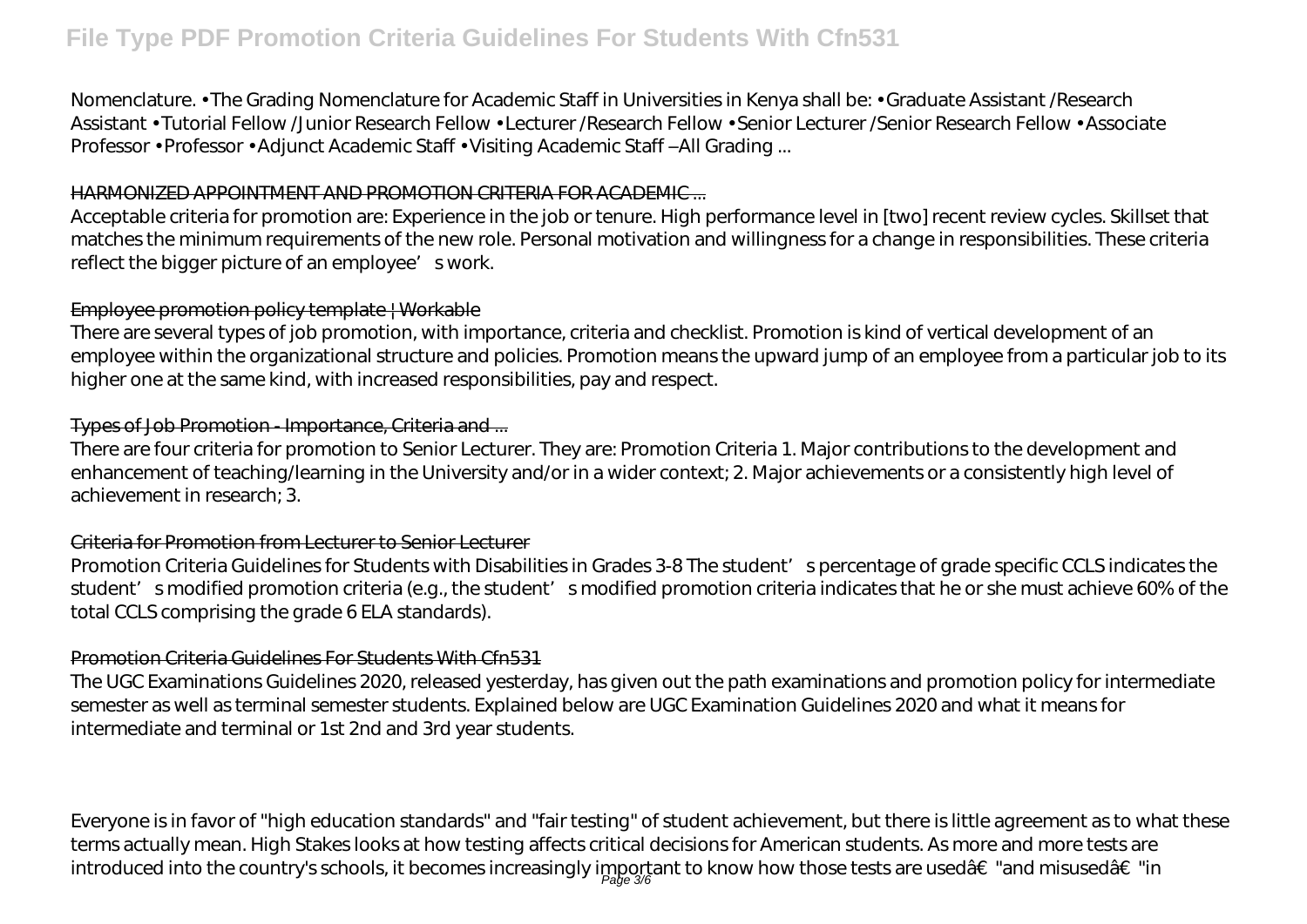Nomenclature. • The Grading Nomenclature for Academic Staff in Universities in Kenya shall be: • Graduate Assistant /Research Assistant • Tutorial Fellow /Junior Research Fellow • Lecturer /Research Fellow • Senior Lecturer /Senior Research Fellow • Associate Professor • Professor • Adjunct Academic Staff • Visiting Academic Staff –All Grading ...

## HARMONIZED APPOINTMENT AND PROMOTION CRITERIA FOR ACADEMIC ...

Acceptable criteria for promotion are: Experience in the job or tenure. High performance level in [two] recent review cycles. Skillset that matches the minimum requirements of the new role. Personal motivation and willingness for a change in responsibilities. These criteria reflect the bigger picture of an employee's work.

## Employee promotion policy template | Workable

There are several types of job promotion, with importance, criteria and checklist. Promotion is kind of vertical development of an employee within the organizational structure and policies. Promotion means the upward jump of an employee from a particular job to its higher one at the same kind, with increased responsibilities, pay and respect.

## Types of Job Promotion - Importance, Criteria and ...

There are four criteria for promotion to Senior Lecturer. They are: Promotion Criteria 1. Major contributions to the development and enhancement of teaching/learning in the University and/or in a wider context; 2. Major achievements or a consistently high level of achievement in research; 3.

## Criteria for Promotion from Lecturer to Senior Lecturer

Promotion Criteria Guidelines for Students with Disabilities in Grades 3-8 The student's percentage of grade specific CCLS indicates the student's modified promotion criteria (e.g., the student's modified promotion criteria indicates that he or she must achieve 60% of the total CCLS comprising the grade 6 ELA standards).

## Promotion Criteria Guidelines For Students With Cfn531

The UGC Examinations Guidelines 2020, released yesterday, has given out the path examinations and promotion policy for intermediate semester as well as terminal semester students. Explained below are UGC Examination Guidelines 2020 and what it means for intermediate and terminal or 1st 2nd and 3rd year students.

Everyone is in favor of "high education standards" and "fair testing" of student achievement, but there is little agreement as to what these terms actually mean. High Stakes looks at how testing affects critical decisions for American students. As more and more tests are introduced into the country's schools, it becomes increasingly important to know how those tests are usedâ€"and misusedâ€"in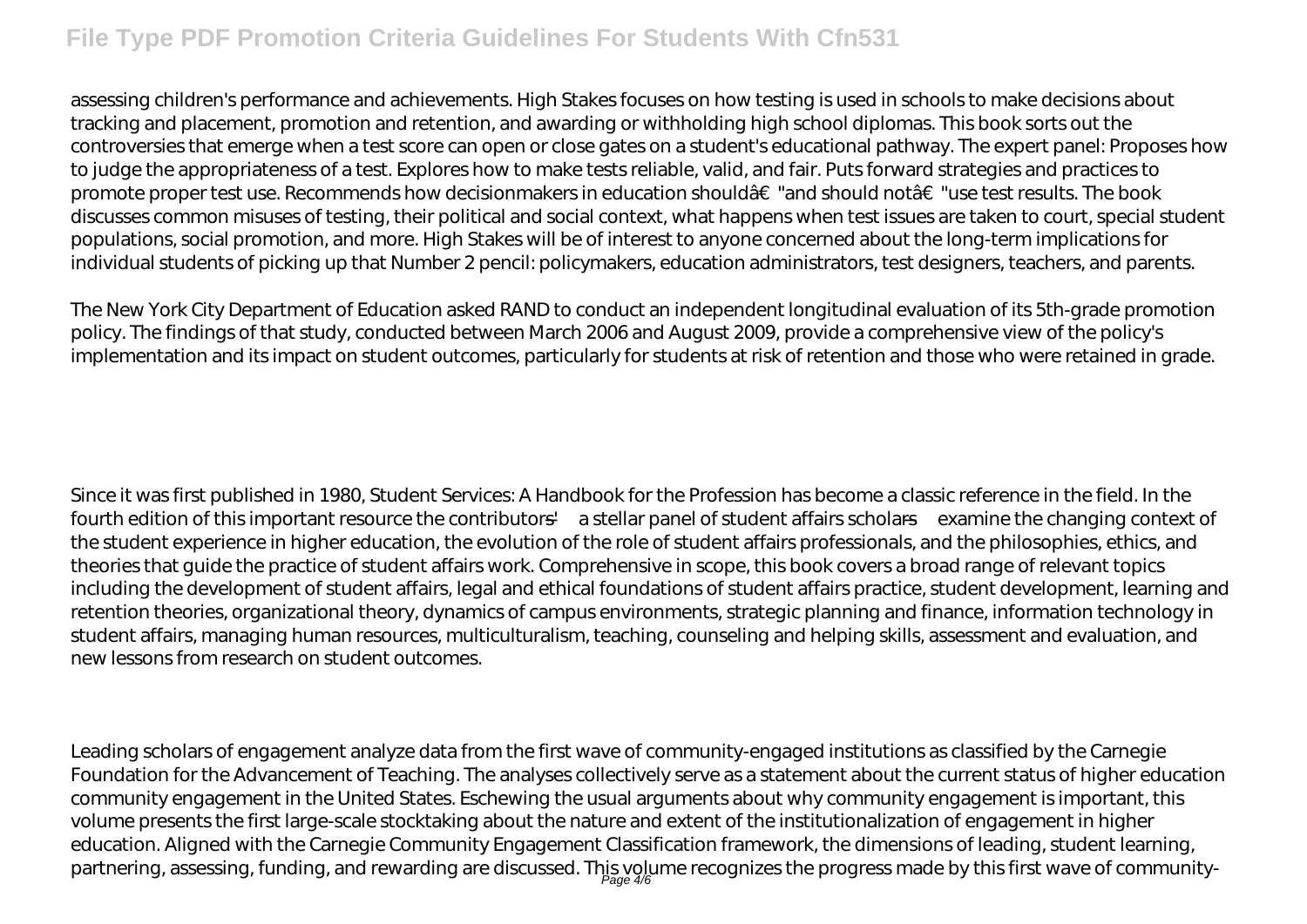assessing children's performance and achievements. High Stakes focuses on how testing is used in schools to make decisions about tracking and placement, promotion and retention, and awarding or withholding high school diplomas. This book sorts out the controversies that emerge when a test score can open or close gates on a student's educational pathway. The expert panel: Proposes how to judge the appropriateness of a test. Explores how to make tests reliable, valid, and fair. Puts forward strategies and practices to promote proper test use. Recommends how decisionmakers in education shouldâ€"and should notâ€"use test results. The book discusses common misuses of testing, their political and social context, what happens when test issues are taken to court, special student populations, social promotion, and more. High Stakes will be of interest to anyone concerned about the long-term implications for individual students of picking up that Number 2 pencil: policymakers, education administrators, test designers, teachers, and parents.

The New York City Department of Education asked RAND to conduct an independent longitudinal evaluation of its 5th-grade promotion policy. The findings of that study, conducted between March 2006 and August 2009, provide a comprehensive view of the policy's implementation and its impact on student outcomes, particularly for students at risk of retention and those who were retained in grade.

Since it was first published in 1980, Student Services: A Handbook for the Profession has become a classic reference in the field. In the fourth edition of this important resource the contributors'—a stellar panel of student affairs scholars—examine the changing context of the student experience in higher education, the evolution of the role of student affairs professionals, and the philosophies, ethics, and theories that guide the practice of student affairs work. Comprehensive in scope, this book covers a broad range of relevant topics including the development of student affairs, legal and ethical foundations of student affairs practice, student development, learning and retention theories, organizational theory, dynamics of campus environments, strategic planning and finance, information technology in student affairs, managing human resources, multiculturalism, teaching, counseling and helping skills, assessment and evaluation, and new lessons from research on student outcomes.

Leading scholars of engagement analyze data from the first wave of community-engaged institutions as classified by the Carnegie Foundation for the Advancement of Teaching. The analyses collectively serve as a statement about the current status of higher education community engagement in the United States. Eschewing the usual arguments about why community engagement is important, this volume presents the first large-scale stocktaking about the nature and extent of the institutionalization of engagement in higher education. Aligned with the Carnegie Community Engagement Classification framework, the dimensions of leading, student learning, partnering, assessing, funding, and rewarding are discussed. This volume recognizes the progress made by this first wave of community-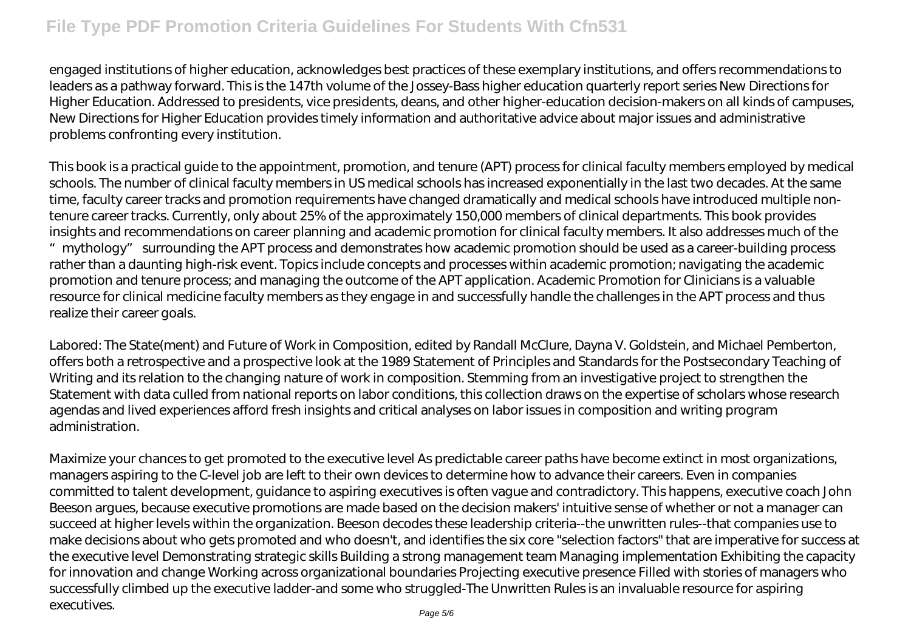engaged institutions of higher education, acknowledges best practices of these exemplary institutions, and offers recommendations to leaders as a pathway forward. This is the 147th volume of the Jossey-Bass higher education quarterly report series New Directions for Higher Education. Addressed to presidents, vice presidents, deans, and other higher-education decision-makers on all kinds of campuses, New Directions for Higher Education provides timely information and authoritative advice about major issues and administrative problems confronting every institution.

This book is a practical guide to the appointment, promotion, and tenure (APT) process for clinical faculty members employed by medical schools. The number of clinical faculty members in US medical schools has increased exponentially in the last two decades. At the same time, faculty career tracks and promotion requirements have changed dramatically and medical schools have introduced multiple non-tenure career tracks. Currently, only about 25% of the approximately 150,000 members of clinical departments. This book provides insights and recommendations on career planning and academic promotion for clinical faculty members. It also addresses much of the "mythology" surrounding the APT process and demonstrates how academic promotion should be used as a career-building process rather than a daunting high-risk event. Topics include concepts and processes within academic promotion; navigating the academic promotion and tenure process; and managing the outcome of the APT application. Academic Promotion for Clinicians is a valuable resource for clinical medicine faculty members as they engage in and successfully handle the challenges in the APT process and thus realize their career goals.

Labored: The State(ment) and Future of Work in Composition, edited by Randall McClure, Dayna V. Goldstein, and Michael Pemberton, offers both a retrospective and a prospective look at the 1989 Statement of Principles and Standards for the Postsecondary Teaching of Writing and its relation to the changing nature of work in composition. Stemming from an investigative project to strengthen the Statement with data culled from national reports on labor conditions, this collection draws on the expertise of scholars whose research agendas and lived experiences afford fresh insights and critical analyses on labor issues in composition and writing program administration.

Maximize your chances to get promoted to the executive level As predictable career paths have become extinct in most organizations, managers aspiring to the C-level job are left to their own devices to determine how to advance their careers. Even in companies committed to talent development, guidance to aspiring executives is often vague and contradictory. This happens, executive coach John Beeson argues, because executive promotions are made based on the decision makers' intuitive sense of whether or not a manager can succeed at higher levels within the organization. Beeson decodes these leadership criteria--the unwritten rules--that companies use to make decisions about who gets promoted and who doesn't, and identifies the six core "selection factors" that are imperative for success at the executive level Demonstrating strategic skills Building a strong management team Managing implementation Exhibiting the capacity for innovation and change Working across organizational boundaries Projecting executive presence Filled with stories of managers who successfully climbed up the executive ladder-and some who struggled-The Unwritten Rules is an invaluable resource for aspiring executives.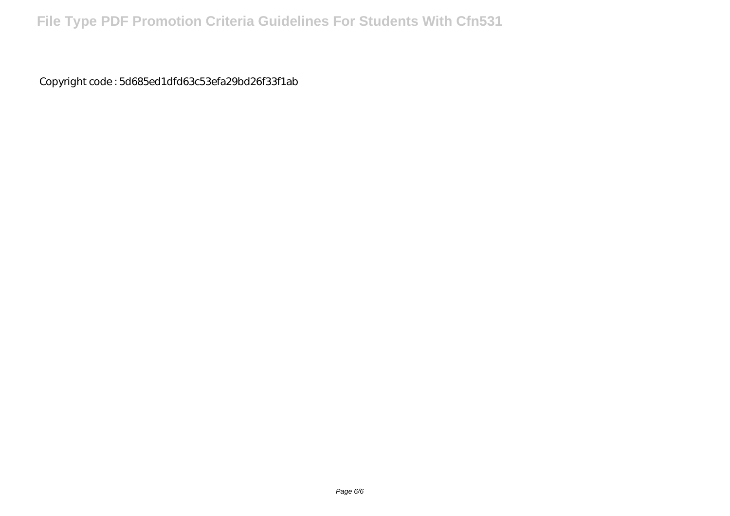Copyright code : 5d685ed1dfd63c53efa29bd26f33f1ab